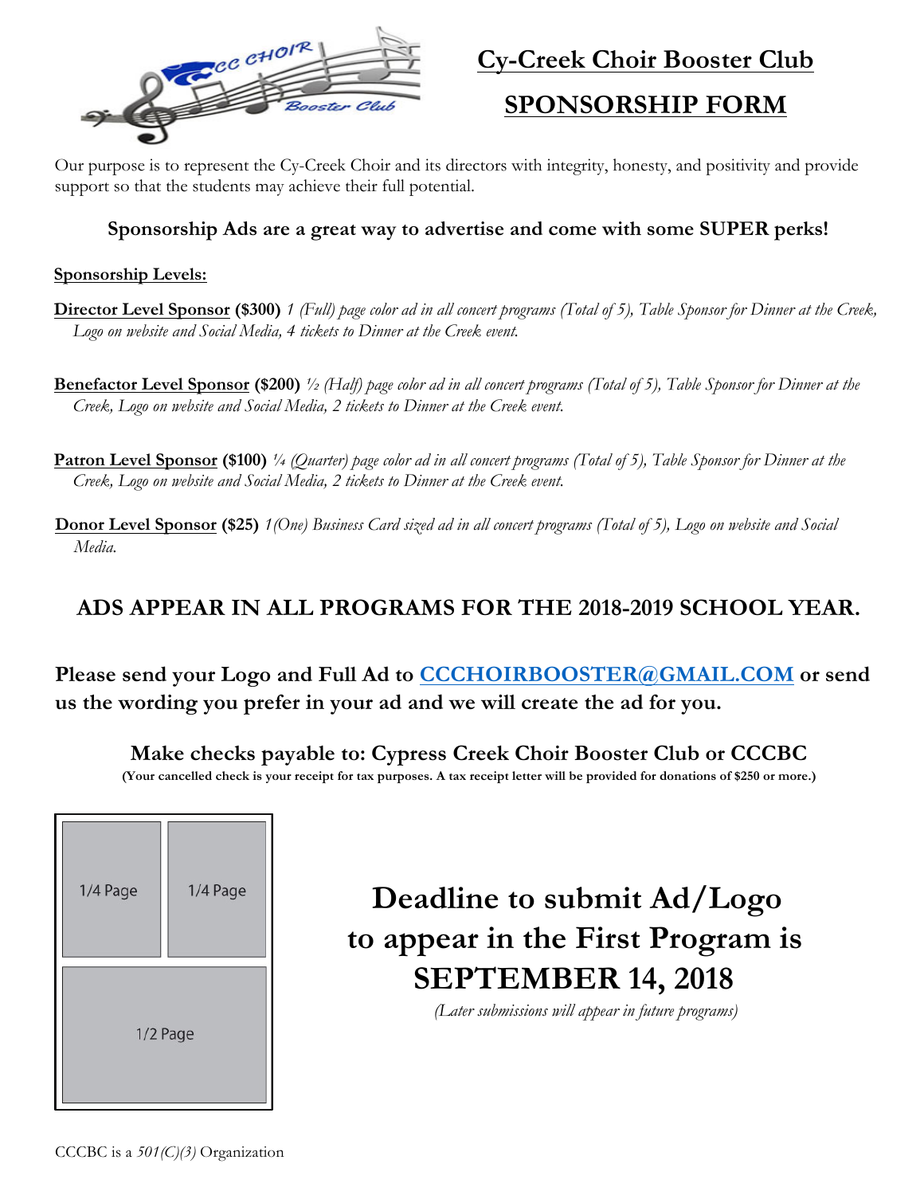# Cy-Creek Choir Booster Club

# SPONSORSHIP FORM

Our purpose is to represent the Cy-Creek Choir and its directors with integrity, honesty, and positivity and provide support so that the students may achieve their full potential.

**Sponsorship Ads are a great way to advertise and come with some SUPER perks!**

**Sponsorship Levels:**

**Director Level Sponsor ($300)** *1 (Full) page color ad in all concert programs (Total of 5), Table Sponsor for Dinner at the Creek, Logo on website and Social Media, 4 tickets to Dinner at the Creek event.*

**Benefactor Level Sponsor ($200)** *½ (Half) page color ad in all concert programs (Total of 5), Table Sponsor for Dinner at the Creek, Logo on website and Social Media, 2 tickets to Dinner at the Creek event.*

**Patron Level Sponsor ($100)** *¼ (Quarter) page color ad in all concert programs (Total of 5), Table Sponsor for Dinner at the Creek, Logo on website and Social Media, 2 tickets to Dinner at the Creek event.*

**Donor Level Sponsor ($25)** *1(One) Business Card sized ad in all concert programs (Total of 5), Logo on website and Social Media.*

## ADS APPEAR IN ALL PROGRAMS FOR THE 2018-2019 SCHOOL YEAR.

**Please send your Logo and Full Ad to CCCHOIRBOOSTER@GMAIL.COM or send us the wording you prefer in your ad and we will create the ad for you.**

**Make checks payable to: Cypress Creek Choir Booster Club or CCCBC**

**(Your cancelled check is your receipt for tax purposes. A tax receipt letter will be provided for donations of $250 or more.)**

| 1/4 Page | 1/4 Page |
|---|---|
| 1/2 Page | |

## Deadline to submit Ad/Logo to appear in the First Program is SEPTEMBER 14, 2018

*(Later submissions will appear in future programs)*

CCCBC is a *501(C)(3)* Organization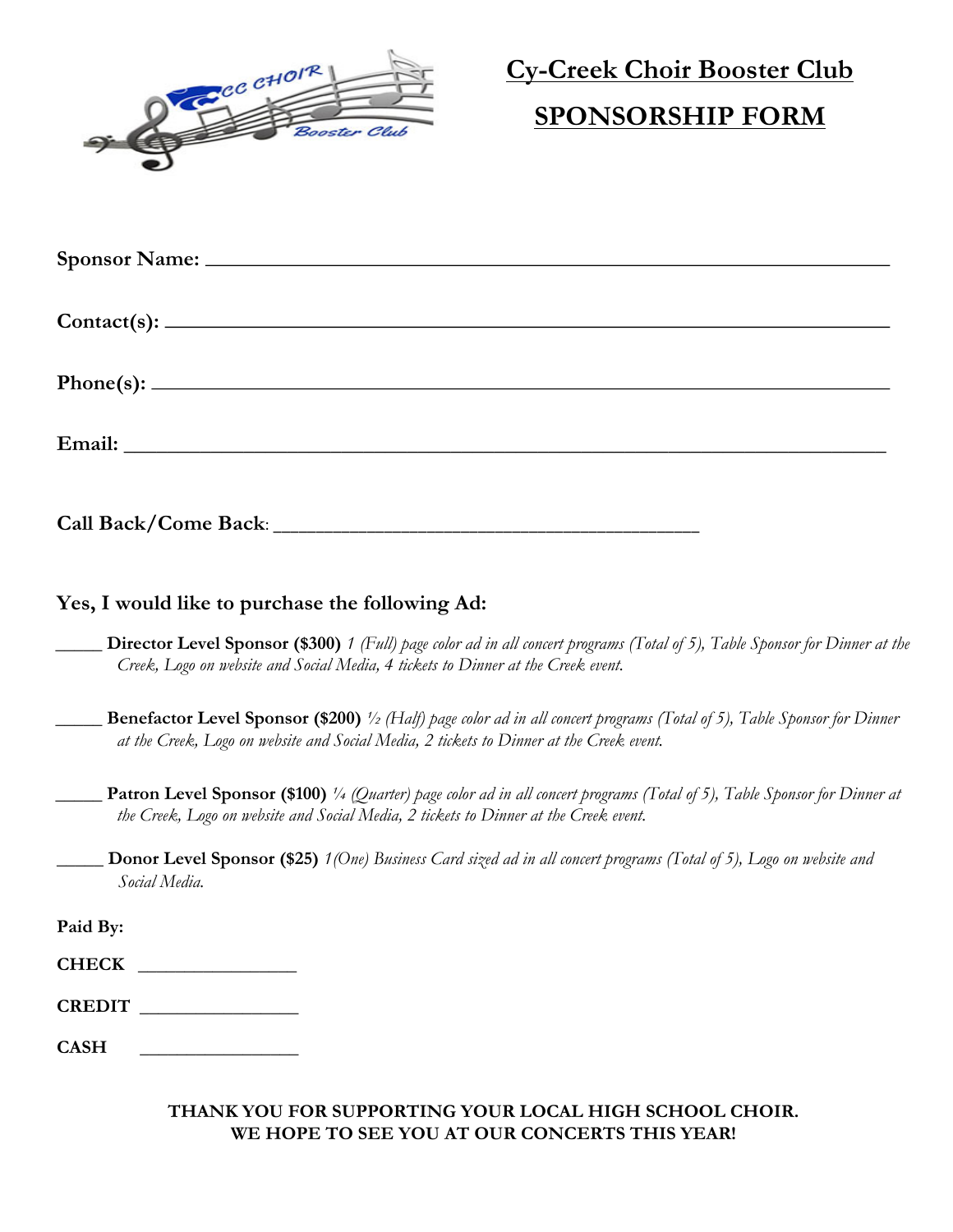# Cy-Creek Choir Booster Club

# SPONSORSHIP FORM

**Sponsor Name:** ___________________________________________________________________

**Contact(s):** _____________________________________________________________________

**Phone(s):** ______________________________________________________________________

**Email:** _________________________________________________________________________

**Call Back/Come Back**: ________________________________________

**Yes, I would like to purchase the following Ad:**

_____ **Director Level Sponsor ($300)** *1 (Full) page color ad in all concert programs (Total of 5), Table Sponsor for Dinner at the Creek, Logo on website and Social Media, 4 tickets to Dinner at the Creek event.*

_____ **Benefactor Level Sponsor ($200)** *½ (Half) page color ad in all concert programs (Total of 5), Table Sponsor for Dinner at the Creek, Logo on website and Social Media, 2 tickets to Dinner at the Creek event.*

_____ **Patron Level Sponsor ($100)** *¼ (Quarter) page color ad in all concert programs (Total of 5), Table Sponsor for Dinner at the Creek, Logo on website and Social Media, 2 tickets to Dinner at the Creek event.*

_____ **Donor Level Sponsor ($25)** *1(One) Business Card sized ad in all concert programs (Total of 5), Logo on website and Social Media.*

**Paid By:**

**CHECK** _______________

**CREDIT** _______________

**CASH** _______________

**THANK YOU FOR SUPPORTING YOUR LOCAL HIGH SCHOOL CHOIR.**
**WE HOPE TO SEE YOU AT OUR CONCERTS THIS YEAR!**